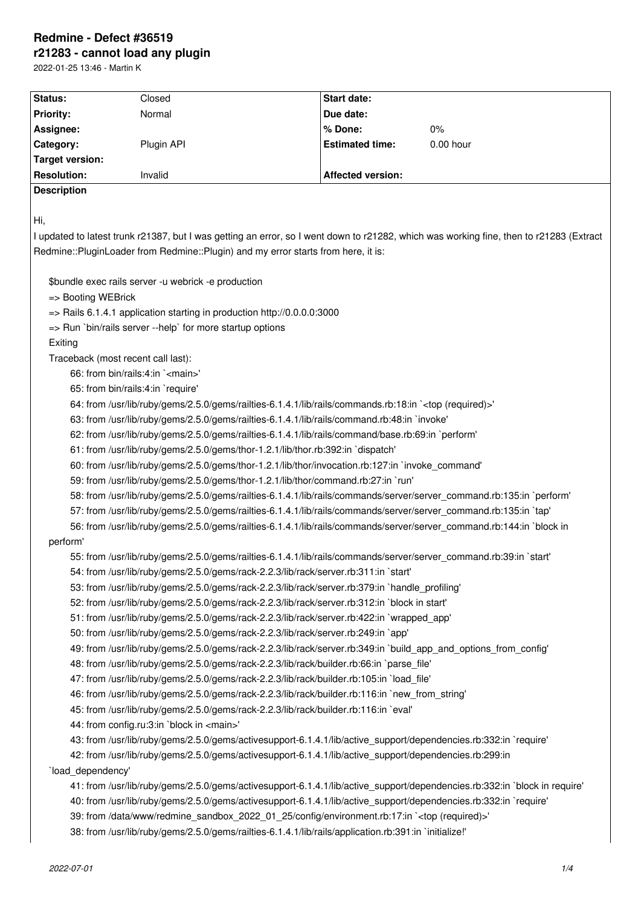# Redmine - Defect #36519

## r21283 - cannot load any plugin

2022-01-25 13:46 - Martin K

| Status: | Closed | Start date: | |
|---|---|---|---|
| Priority: | Normal | Due date: | |
| Assignee: | | % Done: | 0% |
| Category: | Plugin API | Estimated time: | 0.00 hour |
| Target version: | | | |
| Resolution: | Invalid | Affected version: | |

**Description**

Hi,

I updated to latest trunk r21387, but I was getting an error, so I went down to r21282, which was working fine, then to r21283 (Extract Redmine::PluginLoader from Redmine::Plugin) and my error starts from here, it is:

```
$bundle exec rails server -u webrick -e production
=> Booting WEBrick
=> Rails 6.1.4.1 application starting in production http://0.0.0.0:3000
=> Run `bin/rails server --help` for more startup options
Exiting
Traceback (most recent call last):
	66: from bin/rails:4:in `<main>'
	65: from bin/rails:4:in `require'
	64: from /usr/lib/ruby/gems/2.5.0/gems/railties-6.1.4.1/lib/rails/commands.rb:18:in `<top (required)>'
	63: from /usr/lib/ruby/gems/2.5.0/gems/railties-6.1.4.1/lib/rails/command.rb:48:in `invoke'
	62: from /usr/lib/ruby/gems/2.5.0/gems/railties-6.1.4.1/lib/rails/command/base.rb:69:in `perform'
	61: from /usr/lib/ruby/gems/2.5.0/gems/thor-1.2.1/lib/thor.rb:392:in `dispatch'
	60: from /usr/lib/ruby/gems/2.5.0/gems/thor-1.2.1/lib/thor/invocation.rb:127:in `invoke_command'
	59: from /usr/lib/ruby/gems/2.5.0/gems/thor-1.2.1/lib/thor/command.rb:27:in `run'
	58: from /usr/lib/ruby/gems/2.5.0/gems/railties-6.1.4.1/lib/rails/commands/server/server_command.rb:135:in `perform'
	57: from /usr/lib/ruby/gems/2.5.0/gems/railties-6.1.4.1/lib/rails/commands/server/server_command.rb:135:in `tap'
	56: from /usr/lib/ruby/gems/2.5.0/gems/railties-6.1.4.1/lib/rails/commands/server/server_command.rb:144:in `block in perform'
	55: from /usr/lib/ruby/gems/2.5.0/gems/railties-6.1.4.1/lib/rails/commands/server/server_command.rb:39:in `start'
	54: from /usr/lib/ruby/gems/2.5.0/gems/rack-2.2.3/lib/rack/server.rb:311:in `start'
	53: from /usr/lib/ruby/gems/2.5.0/gems/rack-2.2.3/lib/rack/server.rb:379:in `handle_profiling'
	52: from /usr/lib/ruby/gems/2.5.0/gems/rack-2.2.3/lib/rack/server.rb:312:in `block in start'
	51: from /usr/lib/ruby/gems/2.5.0/gems/rack-2.2.3/lib/rack/server.rb:422:in `wrapped_app'
	50: from /usr/lib/ruby/gems/2.5.0/gems/rack-2.2.3/lib/rack/server.rb:249:in `app'
	49: from /usr/lib/ruby/gems/2.5.0/gems/rack-2.2.3/lib/rack/server.rb:349:in `build_app_and_options_from_config'
	48: from /usr/lib/ruby/gems/2.5.0/gems/rack-2.2.3/lib/rack/builder.rb:66:in `parse_file'
	47: from /usr/lib/ruby/gems/2.5.0/gems/rack-2.2.3/lib/rack/builder.rb:105:in `load_file'
	46: from /usr/lib/ruby/gems/2.5.0/gems/rack-2.2.3/lib/rack/builder.rb:116:in `new_from_string'
	45: from /usr/lib/ruby/gems/2.5.0/gems/rack-2.2.3/lib/rack/builder.rb:116:in `eval'
	44: from config.ru:3:in `block in <main>'
	43: from /usr/lib/ruby/gems/2.5.0/gems/activesupport-6.1.4.1/lib/active_support/dependencies.rb:332:in `require'
	42: from /usr/lib/ruby/gems/2.5.0/gems/activesupport-6.1.4.1/lib/active_support/dependencies.rb:299:in `load_dependency'
	41: from /usr/lib/ruby/gems/2.5.0/gems/activesupport-6.1.4.1/lib/active_support/dependencies.rb:332:in `block in require'
	40: from /usr/lib/ruby/gems/2.5.0/gems/activesupport-6.1.4.1/lib/active_support/dependencies.rb:332:in `require'
	39: from /data/www/redmine_sandbox_2022_01_25/config/environment.rb:17:in `<top (required)>'
	38: from /usr/lib/ruby/gems/2.5.0/gems/railties-6.1.4.1/lib/rails/application.rb:391:in `initialize!'
```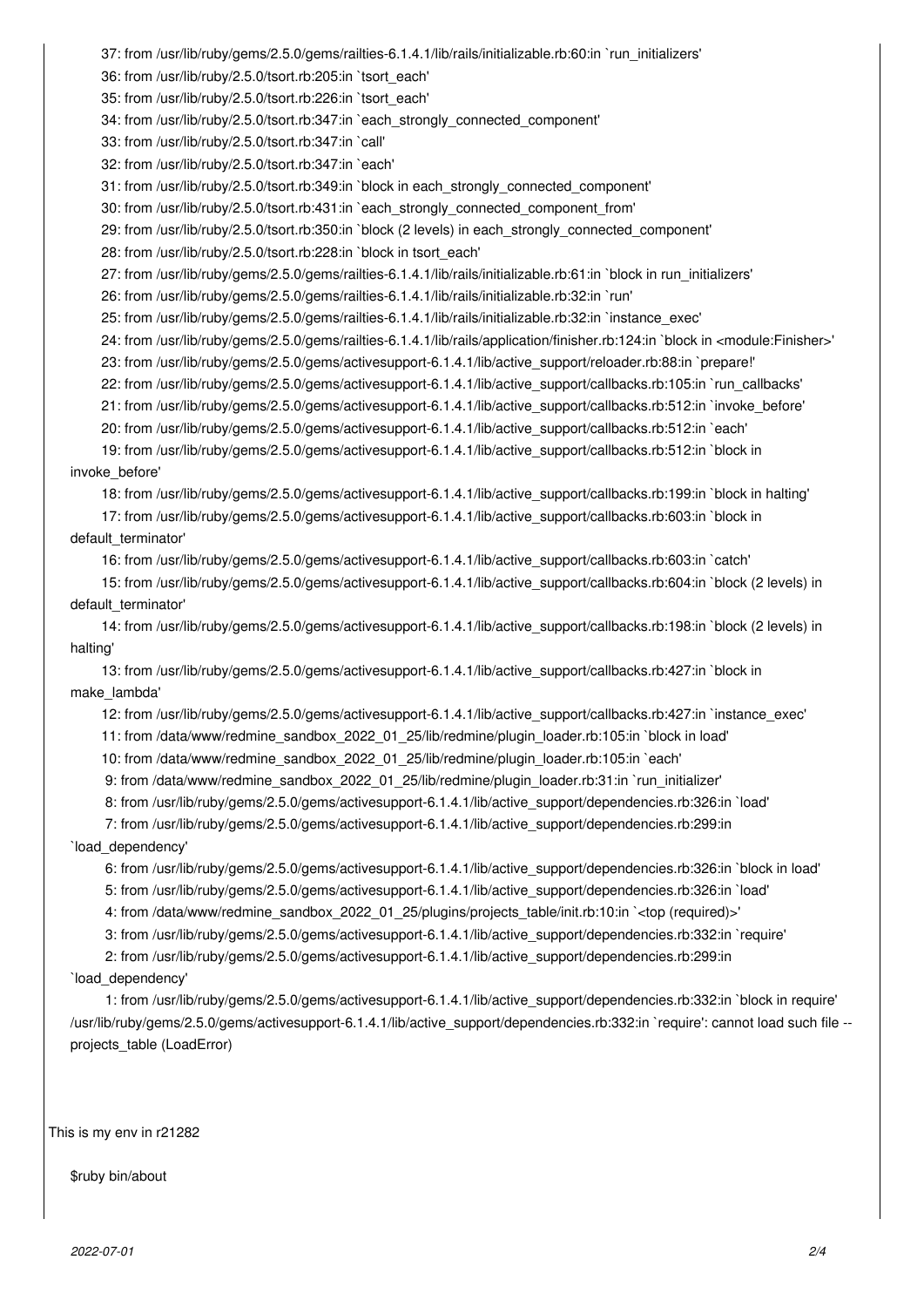```
37: from /usr/lib/ruby/gems/2.5.0/gems/railties-6.1.4.1/lib/rails/initializable.rb:60:in `run_initializers'
36: from /usr/lib/ruby/2.5.0/tsort.rb:205:in `tsort_each'
35: from /usr/lib/ruby/2.5.0/tsort.rb:226:in `tsort_each'
34: from /usr/lib/ruby/2.5.0/tsort.rb:347:in `each_strongly_connected_component'
33: from /usr/lib/ruby/2.5.0/tsort.rb:347:in `call'
32: from /usr/lib/ruby/2.5.0/tsort.rb:347:in `each'
31: from /usr/lib/ruby/2.5.0/tsort.rb:349:in `block in each_strongly_connected_component'
30: from /usr/lib/ruby/2.5.0/tsort.rb:431:in `each_strongly_connected_component_from'
29: from /usr/lib/ruby/2.5.0/tsort.rb:350:in `block (2 levels) in each_strongly_connected_component'
28: from /usr/lib/ruby/2.5.0/tsort.rb:228:in `block in tsort_each'
27: from /usr/lib/ruby/gems/2.5.0/gems/railties-6.1.4.1/lib/rails/initializable.rb:61:in `block in run_initializers'
26: from /usr/lib/ruby/gems/2.5.0/gems/railties-6.1.4.1/lib/rails/initializable.rb:32:in `run'
25: from /usr/lib/ruby/gems/2.5.0/gems/railties-6.1.4.1/lib/rails/initializable.rb:32:in `instance_exec'
24: from /usr/lib/ruby/gems/2.5.0/gems/railties-6.1.4.1/lib/rails/application/finisher.rb:124:in `block in <module:Finisher>'
23: from /usr/lib/ruby/gems/2.5.0/gems/activesupport-6.1.4.1/lib/active_support/reloader.rb:88:in `prepare!'
22: from /usr/lib/ruby/gems/2.5.0/gems/activesupport-6.1.4.1/lib/active_support/callbacks.rb:105:in `run_callbacks'
21: from /usr/lib/ruby/gems/2.5.0/gems/activesupport-6.1.4.1/lib/active_support/callbacks.rb:512:in `invoke_before'
20: from /usr/lib/ruby/gems/2.5.0/gems/activesupport-6.1.4.1/lib/active_support/callbacks.rb:512:in `each'
19: from /usr/lib/ruby/gems/2.5.0/gems/activesupport-6.1.4.1/lib/active_support/callbacks.rb:512:in `block in invoke_before'
18: from /usr/lib/ruby/gems/2.5.0/gems/activesupport-6.1.4.1/lib/active_support/callbacks.rb:199:in `block in halting'
17: from /usr/lib/ruby/gems/2.5.0/gems/activesupport-6.1.4.1/lib/active_support/callbacks.rb:603:in `block in default_terminator'
16: from /usr/lib/ruby/gems/2.5.0/gems/activesupport-6.1.4.1/lib/active_support/callbacks.rb:603:in `catch'
15: from /usr/lib/ruby/gems/2.5.0/gems/activesupport-6.1.4.1/lib/active_support/callbacks.rb:604:in `block (2 levels) in default_terminator'
14: from /usr/lib/ruby/gems/2.5.0/gems/activesupport-6.1.4.1/lib/active_support/callbacks.rb:198:in `block (2 levels) in halting'
13: from /usr/lib/ruby/gems/2.5.0/gems/activesupport-6.1.4.1/lib/active_support/callbacks.rb:427:in `block in make_lambda'
12: from /usr/lib/ruby/gems/2.5.0/gems/activesupport-6.1.4.1/lib/active_support/callbacks.rb:427:in `instance_exec'
11: from /data/www/redmine_sandbox_2022_01_25/lib/redmine/plugin_loader.rb:105:in `block in load'
10: from /data/www/redmine_sandbox_2022_01_25/lib/redmine/plugin_loader.rb:105:in `each'
 9: from /data/www/redmine_sandbox_2022_01_25/lib/redmine/plugin_loader.rb:31:in `run_initializer'
 8: from /usr/lib/ruby/gems/2.5.0/gems/activesupport-6.1.4.1/lib/active_support/dependencies.rb:326:in `load'
 7: from /usr/lib/ruby/gems/2.5.0/gems/activesupport-6.1.4.1/lib/active_support/dependencies.rb:299:in `load_dependency'
 6: from /usr/lib/ruby/gems/2.5.0/gems/activesupport-6.1.4.1/lib/active_support/dependencies.rb:326:in `block in load'
 5: from /usr/lib/ruby/gems/2.5.0/gems/activesupport-6.1.4.1/lib/active_support/dependencies.rb:326:in `load'
 4: from /data/www/redmine_sandbox_2022_01_25/plugins/projects_table/init.rb:10:in `<top (required)>'
 3: from /usr/lib/ruby/gems/2.5.0/gems/activesupport-6.1.4.1/lib/active_support/dependencies.rb:332:in `require'
 2: from /usr/lib/ruby/gems/2.5.0/gems/activesupport-6.1.4.1/lib/active_support/dependencies.rb:299:in `load_dependency'
 1: from /usr/lib/ruby/gems/2.5.0/gems/activesupport-6.1.4.1/lib/active_support/dependencies.rb:332:in `block in require'
/usr/lib/ruby/gems/2.5.0/gems/activesupport-6.1.4.1/lib/active_support/dependencies.rb:332:in `require': cannot load such file -- projects_table (LoadError)
```

This is my env in r21282

```
$ruby bin/about
```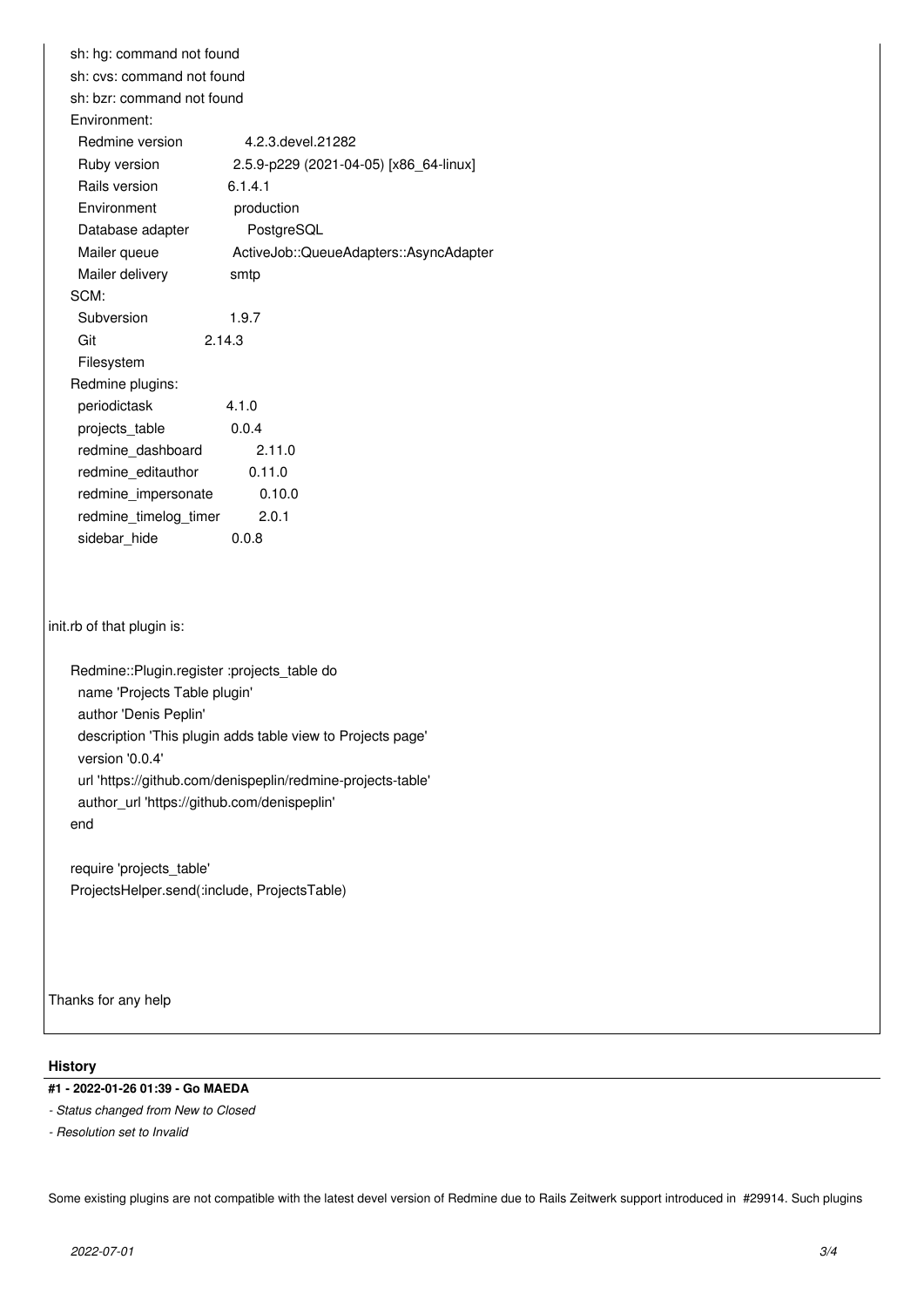```
sh: hg: command not found
sh: cvs: command not found
sh: bzr: command not found
Environment:
  Redmine version                4.2.3.devel.21282
  Ruby version                   2.5.9-p229 (2021-04-05) [x86_64-linux]
  Rails version                  6.1.4.1
  Environment                    production
  Database adapter               PostgreSQL
  Mailer queue                   ActiveJob::QueueAdapters::AsyncAdapter
  Mailer delivery                smtp
SCM:
  Subversion                     1.9.7
  Git                            2.14.3
  Filesystem
Redmine plugins:
  periodictask                   4.1.0
  projects_table                 0.0.4
  redmine_dashboard              2.11.0
  redmine_editauthor             0.11.0
  redmine_impersonate            0.10.0
  redmine_timelog_timer          2.0.1
  sidebar_hide                   0.0.8
```

init.rb of that plugin is:

```
Redmine::Plugin.register :projects_table do
  name 'Projects Table plugin'
  author 'Denis Peplin'
  description 'This plugin adds table view to Projects page'
  version '0.0.4'
  url 'https://github.com/denispeplin/redmine-projects-table'
  author_url 'https://github.com/denispeplin'
end

require 'projects_table'
ProjectsHelper.send(:include, ProjectsTable)
```

Thanks for any help

## History

#### #1 - 2022-01-26 01:39 - Go MAEDA

- *Status changed from New to Closed*
- *Resolution set to Invalid*

Some existing plugins are not compatible with the latest devel version of Redmine due to Rails Zeitwerk support introduced in #29914. Such plugins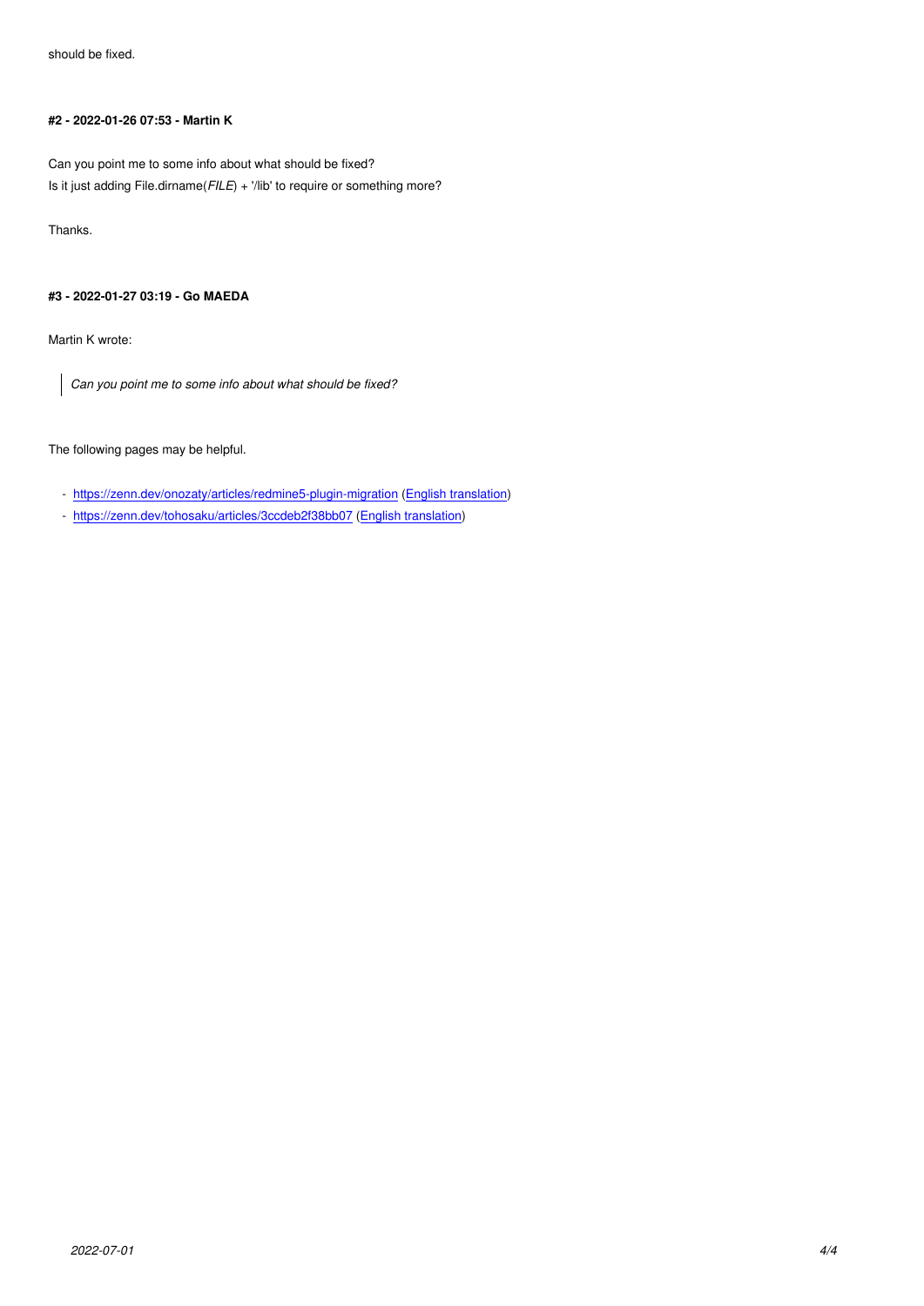should be fixed.

#### #2 - 2022-01-26 07:53 - Martin K

Can you point me to some info about what should be fixed?
Is it just adding File.dirname(*FILE*) + '/lib' to require or something more?

Thanks.

#### #3 - 2022-01-27 03:19 - Go MAEDA

Martin K wrote:

> *Can you point me to some info about what should be fixed?*

The following pages may be helpful.

- https://zenn.dev/onozaty/articles/redmine5-plugin-migration (English translation)
- https://zenn.dev/tohosaku/articles/3ccdeb2f38bb07 (English translation)

*2022-07-01*